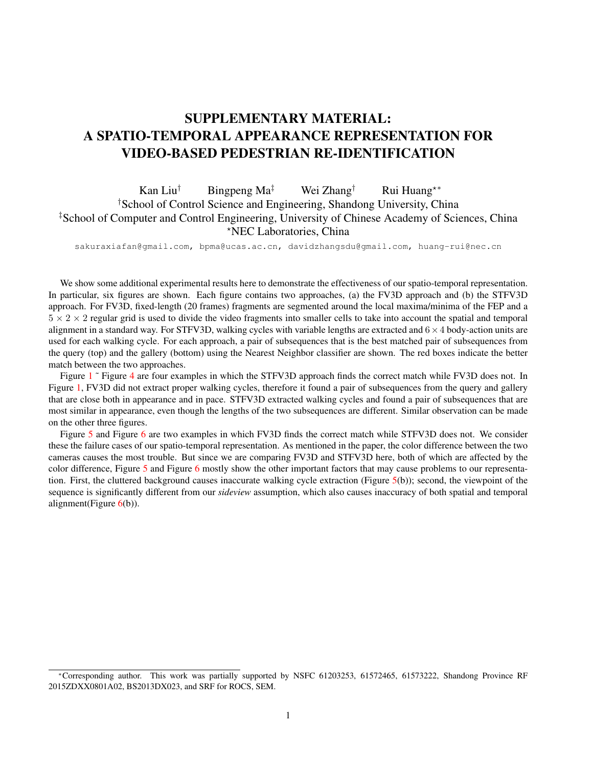# SUPPLEMENTARY MATERIAL: A SPATIO-TEMPORAL APPEARANCE REPRESENTATION FOR VIDEO-BASED PEDESTRIAN RE-IDENTIFICATION

Kan Liu[†] Bingpeng Ma[‡] Wei Zhang[†] Rui Huang[⋆*]

[†]School of Control Science and Engineering, Shandong University, China

[‡]School of Computer and Control Engineering, University of Chinese Academy of Sciences, China

[⋆]NEC Laboratories, China

sakuraxiafan@gmail.com, bpma@ucas.ac.cn, davidzhangsdu@gmail.com, huang-rui@nec.cn

We show some additional experimental results here to demonstrate the effectiveness of our spatio-temporal representation. In particular, six figures are shown. Each figure contains two approaches, (a) the FV3D approach and (b) the STFV3D approach. For FV3D, fixed-length (20 frames) fragments are segmented around the local maxima/minima of the FEP and a $5 \times 2 \times 2$ regular grid is used to divide the video fragments into smaller cells to take into account the spatial and temporal alignment in a standard way. For STFV3D, walking cycles with variable lengths are extracted and $6 \times 4$ body-action units are used for each walking cycle. For each approach, a pair of subsequences that is the best matched pair of subsequences from the query (top) and the gallery (bottom) using the Nearest Neighbor classifier are shown. The red boxes indicate the better match between the two approaches.

Figure 1 ~ Figure 4 are four examples in which the STFV3D approach finds the correct match while FV3D does not. In Figure 1, FV3D did not extract proper walking cycles, therefore it found a pair of subsequences from the query and gallery that are close both in appearance and in pace. STFV3D extracted walking cycles and found a pair of subsequences that are most similar in appearance, even though the lengths of the two subsequences are different. Similar observation can be made on the other three figures.

Figure 5 and Figure 6 are two examples in which FV3D finds the correct match while STFV3D does not. We consider these the failure cases of our spatio-temporal representation. As mentioned in the paper, the color difference between the two cameras causes the most trouble. But since we are comparing FV3D and STFV3D here, both of which are affected by the color difference, Figure 5 and Figure 6 mostly show the other important factors that may cause problems to our representation. First, the cluttered background causes inaccurate walking cycle extraction (Figure 5(b)); second, the viewpoint of the sequence is significantly different from our *sideview* assumption, which also causes inaccuracy of both spatial and temporal alignment(Figure 6(b)).

*Corresponding author. This work was partially supported by NSFC 61203253, 61572465, 61573222, Shandong Province RF 2015ZDXX0801A02, BS2013DX023, and SRF for ROCS, SEM.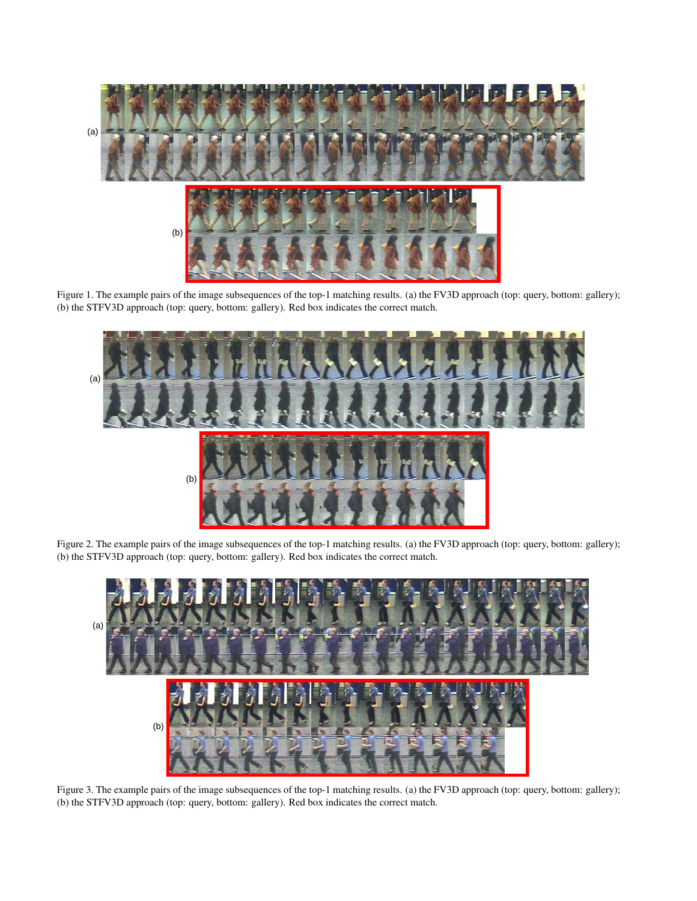(a)

(b)

Figure 1. The example pairs of the image subsequences of the top-1 matching results. (a) the FV3D approach (top: query, bottom: gallery); (b) the STFV3D approach (top: query, bottom: gallery). Red box indicates the correct match.

(a)

(b)

Figure 2. The example pairs of the image subsequences of the top-1 matching results. (a) the FV3D approach (top: query, bottom: gallery); (b) the STFV3D approach (top: query, bottom: gallery). Red box indicates the correct match.

(a)

(b)

Figure 3. The example pairs of the image subsequences of the top-1 matching results. (a) the FV3D approach (top: query, bottom: gallery); (b) the STFV3D approach (top: query, bottom: gallery). Red box indicates the correct match.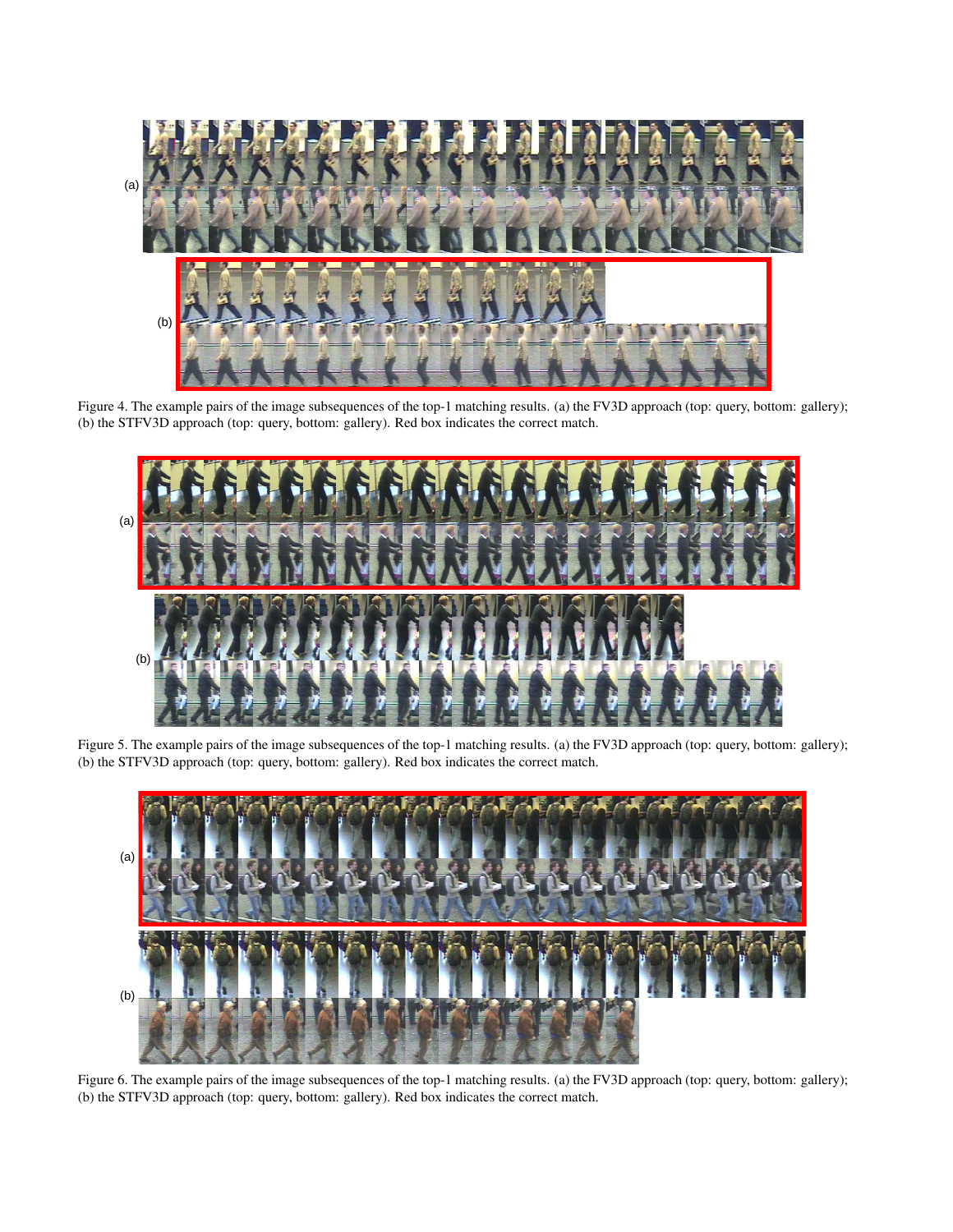(a)

(b)

Figure 4. The example pairs of the image subsequences of the top-1 matching results. (a) the FV3D approach (top: query, bottom: gallery); (b) the STFV3D approach (top: query, bottom: gallery). Red box indicates the correct match.

(a)

(b)

Figure 5. The example pairs of the image subsequences of the top-1 matching results. (a) the FV3D approach (top: query, bottom: gallery); (b) the STFV3D approach (top: query, bottom: gallery). Red box indicates the correct match.

(a)

(b)

Figure 6. The example pairs of the image subsequences of the top-1 matching results. (a) the FV3D approach (top: query, bottom: gallery); (b) the STFV3D approach (top: query, bottom: gallery). Red box indicates the correct match.